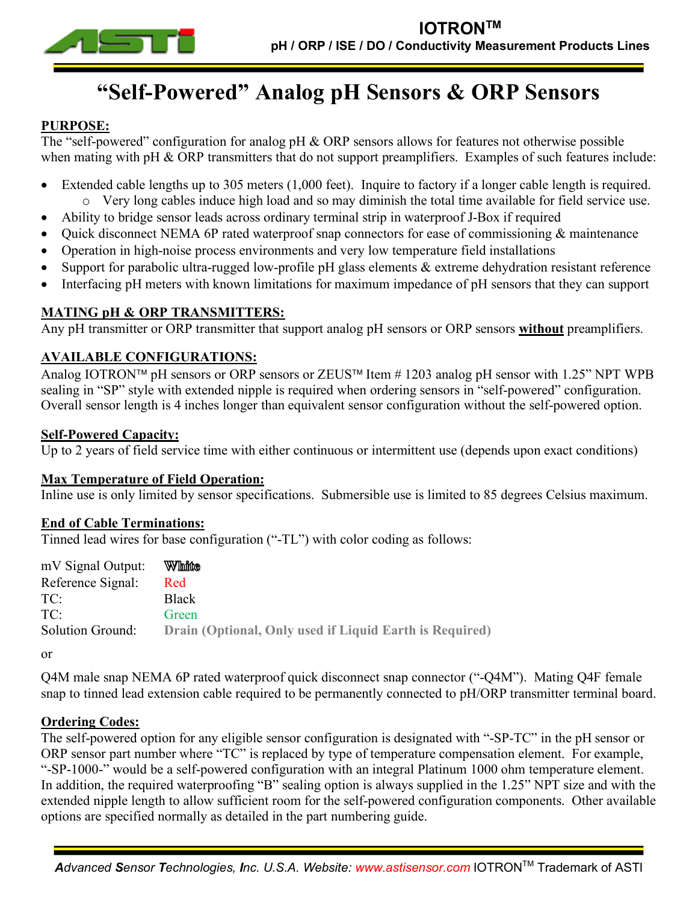# "Self-Powered" Analog pH Sensors & ORP Sensors

**PURPOSE:**

The "self-powered" configuration for analog pH & ORP sensors allows for features not otherwise possible when mating with pH & ORP transmitters that do not support preamplifiers. Examples of such features include:

- Extended cable lengths up to 305 meters (1,000 feet). Inquire to factory if a longer cable length is required.
  - Very long cables induce high load and so may diminish the total time available for field service use.
- Ability to bridge sensor leads across ordinary terminal strip in waterproof J-Box if required
- Quick disconnect NEMA 6P rated waterproof snap connectors for ease of commissioning & maintenance
- Operation in high-noise process environments and very low temperature field installations
- Support for parabolic ultra-rugged low-profile pH glass elements & extreme dehydration resistant reference
- Interfacing pH meters with known limitations for maximum impedance of pH sensors that they can support

**MATING pH & ORP TRANSMITTERS:**

Any pH transmitter or ORP transmitter that support analog pH sensors or ORP sensors **without** preamplifiers.

**AVAILABLE CONFIGURATIONS:**

Analog IOTRON™ pH sensors or ORP sensors or ZEUS™ Item # 1203 analog pH sensor with 1.25" NPT WPB sealing in "SP" style with extended nipple is required when ordering sensors in "self-powered" configuration. Overall sensor length is 4 inches longer than equivalent sensor configuration without the self-powered option.

**Self-Powered Capacity:**

Up to 2 years of field service time with either continuous or intermittent use (depends upon exact conditions)

**Max Temperature of Field Operation:**

Inline use is only limited by sensor specifications. Submersible use is limited to 85 degrees Celsius maximum.

**End of Cable Terminations:**

Tinned lead wires for base configuration ("-TL") with color coding as follows:

| | |
|---|---|
| mV Signal Output: | White |
| Reference Signal: | Red |
| TC: | Black |
| TC: | Green |
| Solution Ground: | **Drain (Optional, Only used if Liquid Earth is Required)** |

or

Q4M male snap NEMA 6P rated waterproof quick disconnect snap connector ("-Q4M"). Mating Q4F female snap to tinned lead extension cable required to be permanently connected to pH/ORP transmitter terminal board.

**Ordering Codes:**

The self-powered option for any eligible sensor configuration is designated with "-SP-TC" in the pH sensor or ORP sensor part number where "TC" is replaced by type of temperature compensation element. For example, "-SP-1000-" would be a self-powered configuration with an integral Platinum 1000 ohm temperature element. In addition, the required waterproofing "B" sealing option is always supplied in the 1.25" NPT size and with the extended nipple length to allow sufficient room for the self-powered configuration components. Other available options are specified normally as detailed in the part numbering guide.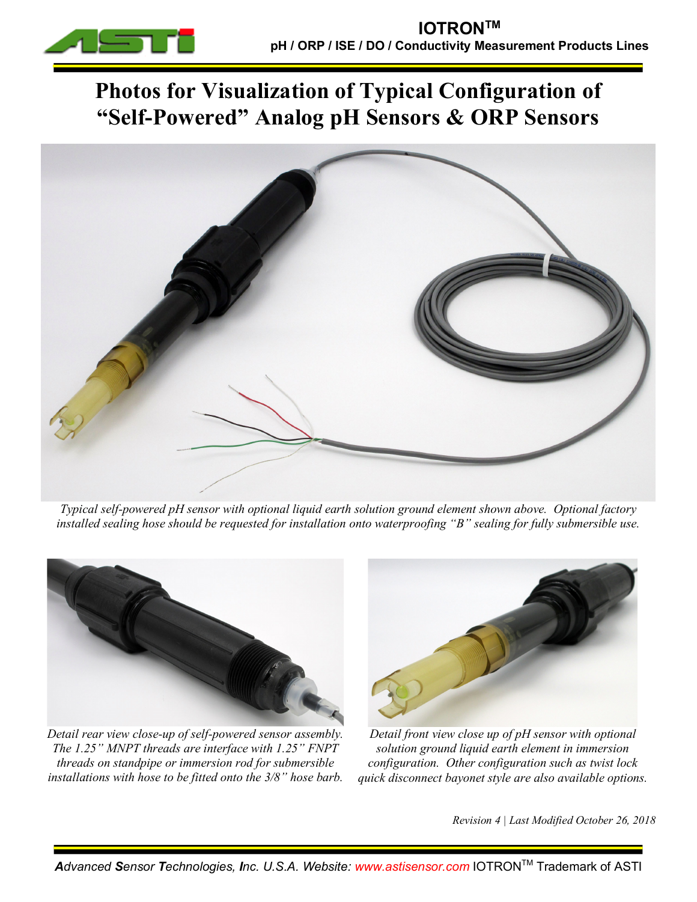# Photos for Visualization of Typical Configuration of "Self-Powered" Analog pH Sensors & ORP Sensors

*Typical self-powered pH sensor with optional liquid earth solution ground element shown above. Optional factory installed sealing hose should be requested for installation onto waterproofing "B" sealing for fully submersible use.*

*Detail rear view close-up of self-powered sensor assembly. The 1.25" MNPT threads are interface with 1.25" FNPT threads on standpipe or immersion rod for submersible installations with hose to be fitted onto the 3/8" hose barb.*

*Detail front view close up of pH sensor with optional solution ground liquid earth element in immersion configuration. Other configuration such as twist lock quick disconnect bayonet style are also available options.*

*Revision 4 | Last Modified October 26, 2018*